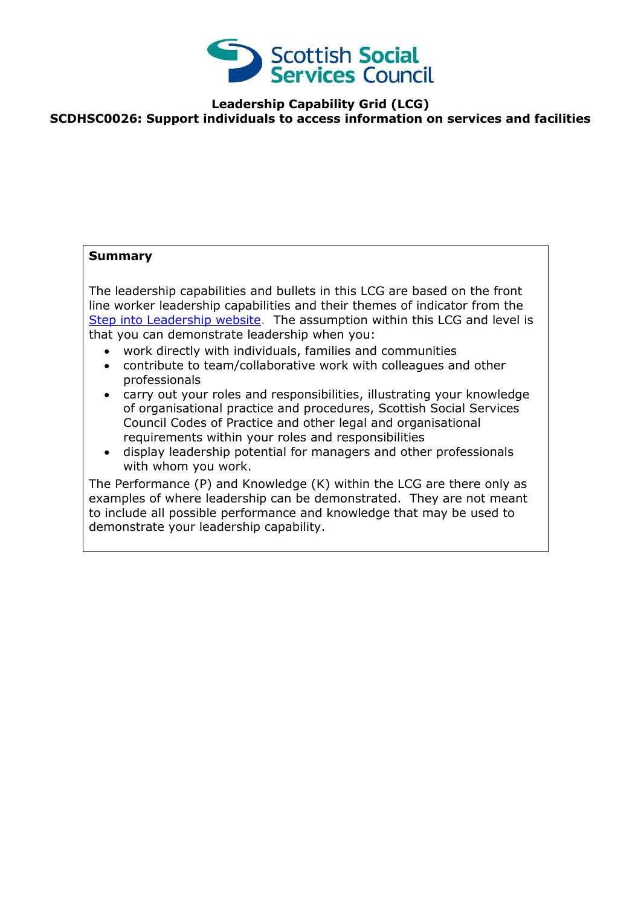**Leadership Capability Grid (LCG)**

**SCDHSC0026: Support individuals to access information on services and facilities**

**Summary**

The leadership capabilities and bullets in this LCG are based on the front line worker leadership capabilities and their themes of indicator from the [Step into Leadership website](). The assumption within this LCG and level is that you can demonstrate leadership when you:

- work directly with individuals, families and communities
- contribute to team/collaborative work with colleagues and other professionals
- carry out your roles and responsibilities, illustrating your knowledge of organisational practice and procedures, Scottish Social Services Council Codes of Practice and other legal and organisational requirements within your roles and responsibilities
- display leadership potential for managers and other professionals with whom you work.

The Performance (P) and Knowledge (K) within the LCG are there only as examples of where leadership can be demonstrated. They are not meant to include all possible performance and knowledge that may be used to demonstrate your leadership capability.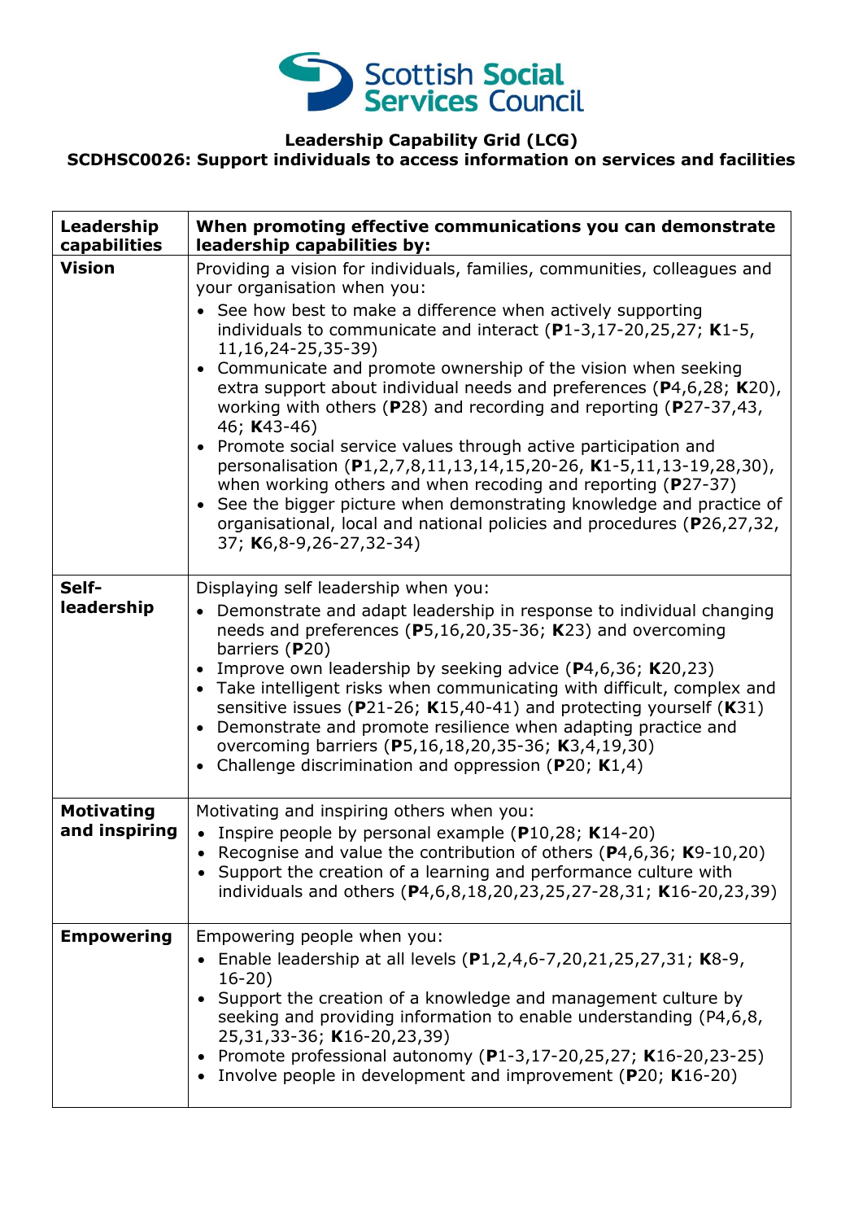**Leadership Capability Grid (LCG)**
**SCDHSC0026: Support individuals to access information on services and facilities**

| Leadership capabilities | When promoting effective communications you can demonstrate leadership capabilities by: |
|---|---|
| **Vision** | Providing a vision for individuals, families, communities, colleagues and your organisation when you: <br>• See how best to make a difference when actively supporting individuals to communicate and interact (**P**1-3,17-20,25,27; **K**1-5, 11,16,24-25,35-39) <br>• Communicate and promote ownership of the vision when seeking extra support about individual needs and preferences (**P**4,6,28; **K**20), working with others (**P**28) and recording and reporting (**P**27-37,43, 46; **K**43-46) <br>• Promote social service values through active participation and personalisation (**P**1,2,7,8,11,13,14,15,20-26, **K**1-5,11,13-19,28,30), when working others and when recoding and reporting (**P**27-37) <br>• See the bigger picture when demonstrating knowledge and practice of organisational, local and national policies and procedures (**P**26,27,32, 37; **K**6,8-9,26-27,32-34) |
| **Self-leadership** | Displaying self leadership when you: <br>• Demonstrate and adapt leadership in response to individual changing needs and preferences (**P**5,16,20,35-36; **K**23) and overcoming barriers (**P**20) <br>• Improve own leadership by seeking advice (**P**4,6,36; **K**20,23) <br>• Take intelligent risks when communicating with difficult, complex and sensitive issues (**P**21-26; **K**15,40-41) and protecting yourself (**K**31) <br>• Demonstrate and promote resilience when adapting practice and overcoming barriers (**P**5,16,18,20,35-36; **K**3,4,19,30) <br>• Challenge discrimination and oppression (**P**20; **K**1,4) |
| **Motivating and inspiring** | Motivating and inspiring others when you: <br>• Inspire people by personal example (**P**10,28; **K**14-20) <br>• Recognise and value the contribution of others (**P**4,6,36; **K**9-10,20) <br>• Support the creation of a learning and performance culture with individuals and others (**P**4,6,8,18,20,23,25,27-28,31; **K**16-20,23,39) |
| **Empowering** | Empowering people when you: <br>• Enable leadership at all levels (**P**1,2,4,6-7,20,21,25,27,31; **K**8-9, 16-20) <br>• Support the creation of a knowledge and management culture by seeking and providing information to enable understanding (P4,6,8, 25,31,33-36; **K**16-20,23,39) <br>• Promote professional autonomy (**P**1-3,17-20,25,27; **K**16-20,23-25) <br>• Involve people in development and improvement (**P**20; **K**16-20) |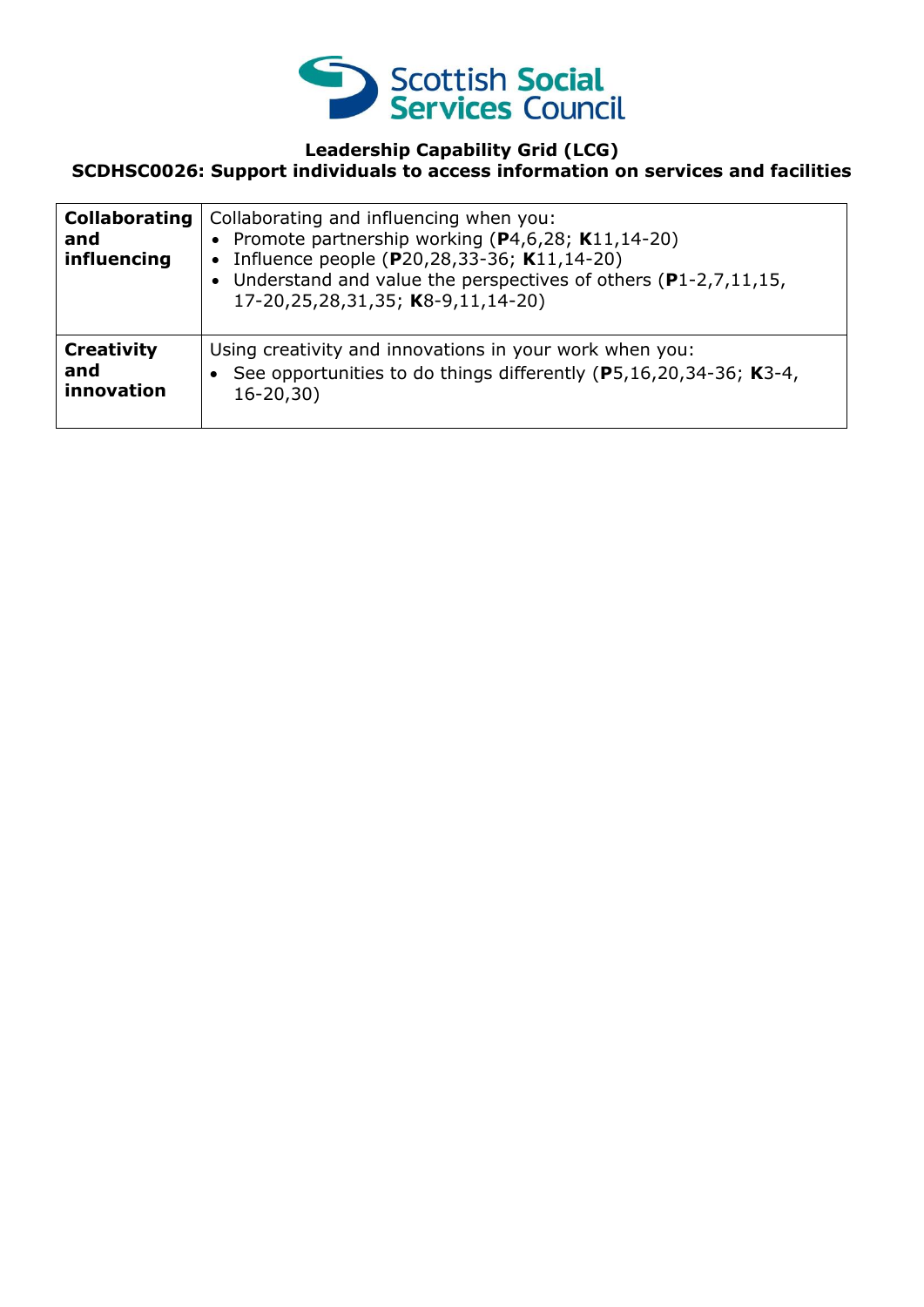**Leadership Capability Grid (LCG)**
**SCDHSC0026: Support individuals to access information on services and facilities**

| | |
|---|---|
| **Collaborating and influencing** | Collaborating and influencing when you:<br>• Promote partnership working (**P**4,6,28; **K**11,14-20)<br>• Influence people (**P**20,28,33-36; **K**11,14-20)<br>• Understand and value the perspectives of others (**P**1-2,7,11,15, 17-20,25,28,31,35; **K**8-9,11,14-20) |
| **Creativity and innovation** | Using creativity and innovations in your work when you:<br>• See opportunities to do things differently (**P**5,16,20,34-36; **K**3-4, 16-20,30) |